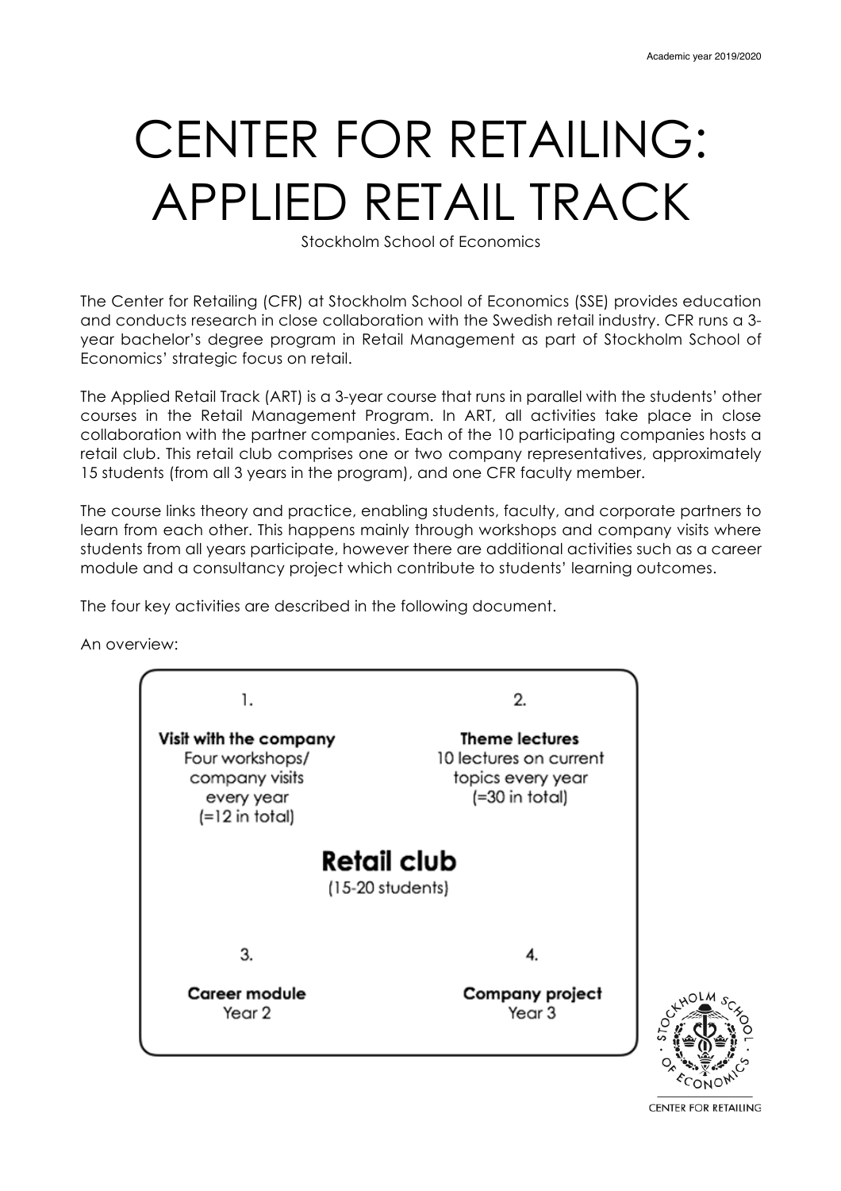Academic year 2019/2020

# CENTER FOR RETAILING: APPLIED RETAIL TRACK

Stockholm School of Economics

The Center for Retailing (CFR) at Stockholm School of Economics (SSE) provides education and conducts research in close collaboration with the Swedish retail industry. CFR runs a 3-year bachelor's degree program in Retail Management as part of Stockholm School of Economics' strategic focus on retail.

The Applied Retail Track (ART) is a 3-year course that runs in parallel with the students' other courses in the Retail Management Program. In ART, all activities take place in close collaboration with the partner companies. Each of the 10 participating companies hosts a retail club. This retail club comprises one or two company representatives, approximately 15 students (from all 3 years in the program), and one CFR faculty member.

The course links theory and practice, enabling students, faculty, and corporate partners to learn from each other. This happens mainly through workshops and company visits where students from all years participate, however there are additional activities such as a career module and a consultancy project which contribute to students' learning outcomes.

The four key activities are described in the following document.

An overview:

1. **Visit with the company**
   Four workshops/ company visits every year (=12 in total)

2. **Theme lectures**
   10 lectures on current topics every year (=30 in total)

**Retail club**
(15-20 students)

3. **Career module**
   Year 2

4. **Company project**
   Year 3

CENTER FOR RETAILING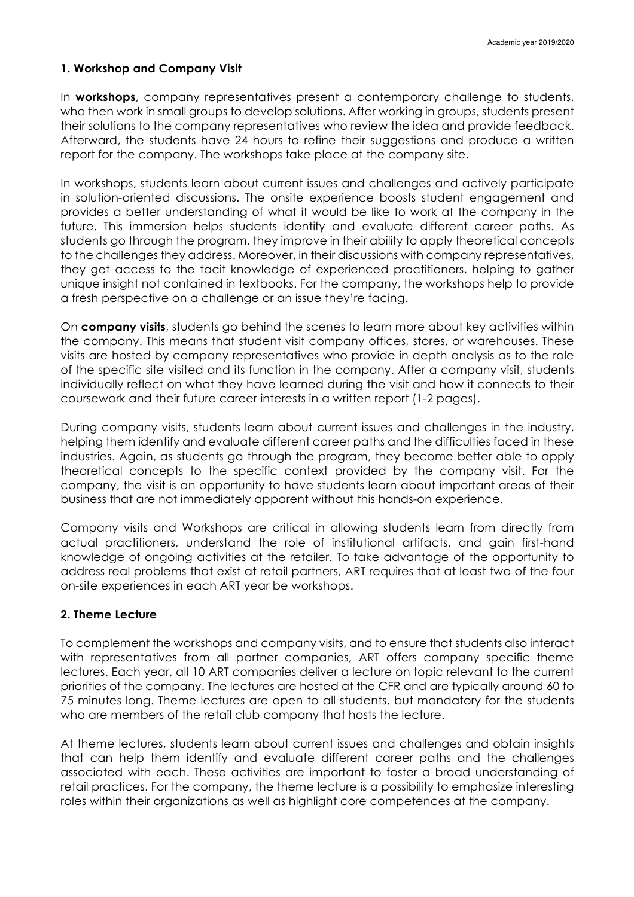### 1. Workshop and Company Visit

In **workshops**, company representatives present a contemporary challenge to students, who then work in small groups to develop solutions. After working in groups, students present their solutions to the company representatives who review the idea and provide feedback. Afterward, the students have 24 hours to refine their suggestions and produce a written report for the company. The workshops take place at the company site.

In workshops, students learn about current issues and challenges and actively participate in solution-oriented discussions. The onsite experience boosts student engagement and provides a better understanding of what it would be like to work at the company in the future. This immersion helps students identify and evaluate different career paths. As students go through the program, they improve in their ability to apply theoretical concepts to the challenges they address. Moreover, in their discussions with company representatives, they get access to the tacit knowledge of experienced practitioners, helping to gather unique insight not contained in textbooks. For the company, the workshops help to provide a fresh perspective on a challenge or an issue they're facing.

On **company visits**, students go behind the scenes to learn more about key activities within the company. This means that student visit company offices, stores, or warehouses. These visits are hosted by company representatives who provide in depth analysis as to the role of the specific site visited and its function in the company. After a company visit, students individually reflect on what they have learned during the visit and how it connects to their coursework and their future career interests in a written report (1-2 pages).

During company visits, students learn about current issues and challenges in the industry, helping them identify and evaluate different career paths and the difficulties faced in these industries. Again, as students go through the program, they become better able to apply theoretical concepts to the specific context provided by the company visit. For the company, the visit is an opportunity to have students learn about important areas of their business that are not immediately apparent without this hands-on experience.

Company visits and Workshops are critical in allowing students learn from directly from actual practitioners, understand the role of institutional artifacts, and gain first-hand knowledge of ongoing activities at the retailer. To take advantage of the opportunity to address real problems that exist at retail partners, ART requires that at least two of the four on-site experiences in each ART year be workshops.

### 2. Theme Lecture

To complement the workshops and company visits, and to ensure that students also interact with representatives from all partner companies, ART offers company specific theme lectures. Each year, all 10 ART companies deliver a lecture on topic relevant to the current priorities of the company. The lectures are hosted at the CFR and are typically around 60 to 75 minutes long. Theme lectures are open to all students, but mandatory for the students who are members of the retail club company that hosts the lecture.

At theme lectures, students learn about current issues and challenges and obtain insights that can help them identify and evaluate different career paths and the challenges associated with each. These activities are important to foster a broad understanding of retail practices. For the company, the theme lecture is a possibility to emphasize interesting roles within their organizations as well as highlight core competences at the company.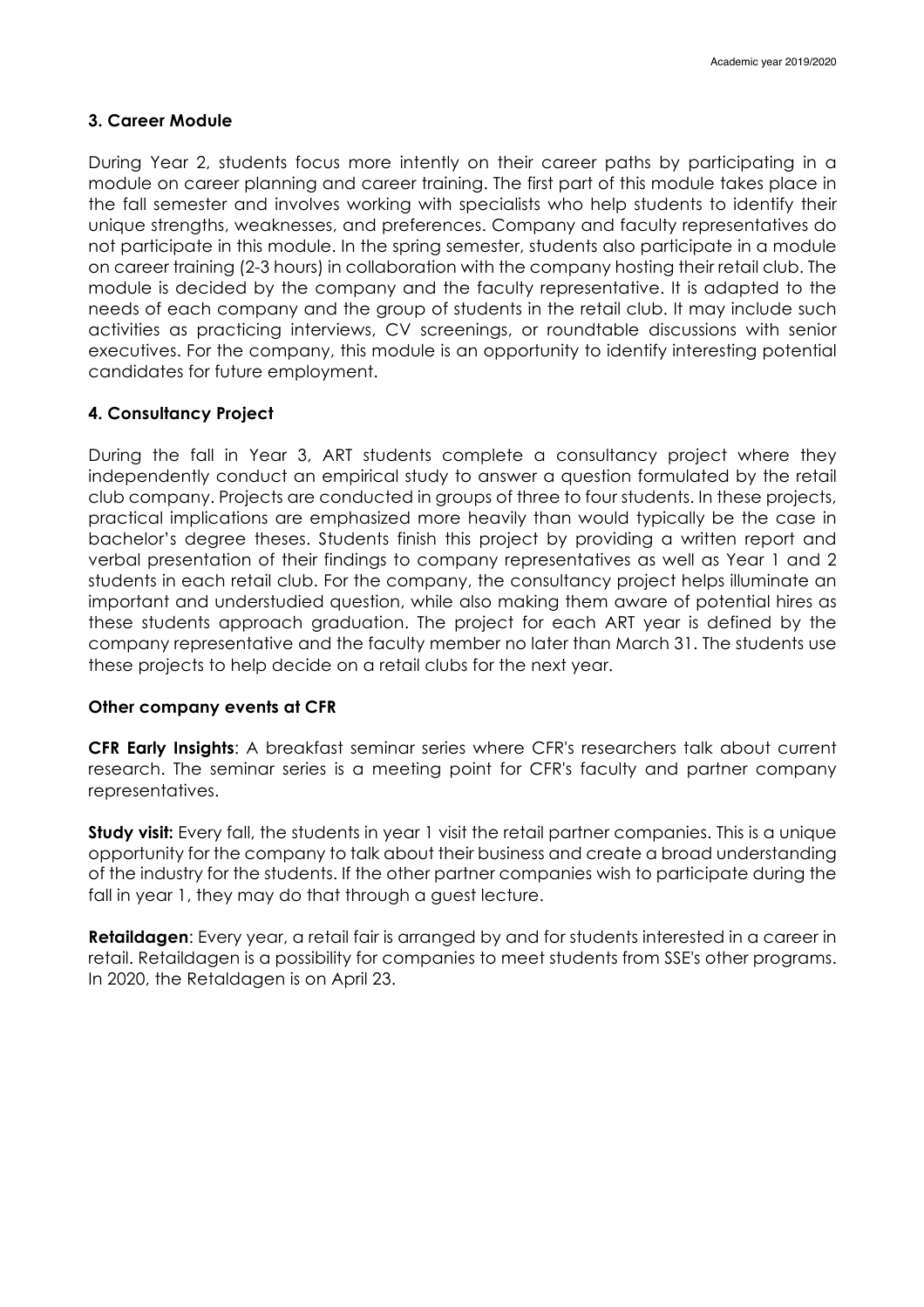### 3. Career Module

During Year 2, students focus more intently on their career paths by participating in a module on career planning and career training. The first part of this module takes place in the fall semester and involves working with specialists who help students to identify their unique strengths, weaknesses, and preferences. Company and faculty representatives do not participate in this module. In the spring semester, students also participate in a module on career training (2-3 hours) in collaboration with the company hosting their retail club. The module is decided by the company and the faculty representative. It is adapted to the needs of each company and the group of students in the retail club. It may include such activities as practicing interviews, CV screenings, or roundtable discussions with senior executives. For the company, this module is an opportunity to identify interesting potential candidates for future employment.

### 4. Consultancy Project

During the fall in Year 3, ART students complete a consultancy project where they independently conduct an empirical study to answer a question formulated by the retail club company. Projects are conducted in groups of three to four students. In these projects, practical implications are emphasized more heavily than would typically be the case in bachelor's degree theses. Students finish this project by providing a written report and verbal presentation of their findings to company representatives as well as Year 1 and 2 students in each retail club. For the company, the consultancy project helps illuminate an important and understudied question, while also making them aware of potential hires as these students approach graduation. The project for each ART year is defined by the company representative and the faculty member no later than March 31. The students use these projects to help decide on a retail clubs for the next year.

### Other company events at CFR

**CFR Early Insights**: A breakfast seminar series where CFR's researchers talk about current research. The seminar series is a meeting point for CFR's faculty and partner company representatives.

**Study visit:** Every fall, the students in year 1 visit the retail partner companies. This is a unique opportunity for the company to talk about their business and create a broad understanding of the industry for the students. If the other partner companies wish to participate during the fall in year 1, they may do that through a guest lecture.

**Retaildagen**: Every year, a retail fair is arranged by and for students interested in a career in retail. Retaildagen is a possibility for companies to meet students from SSE's other programs. In 2020, the Retaldagen is on April 23.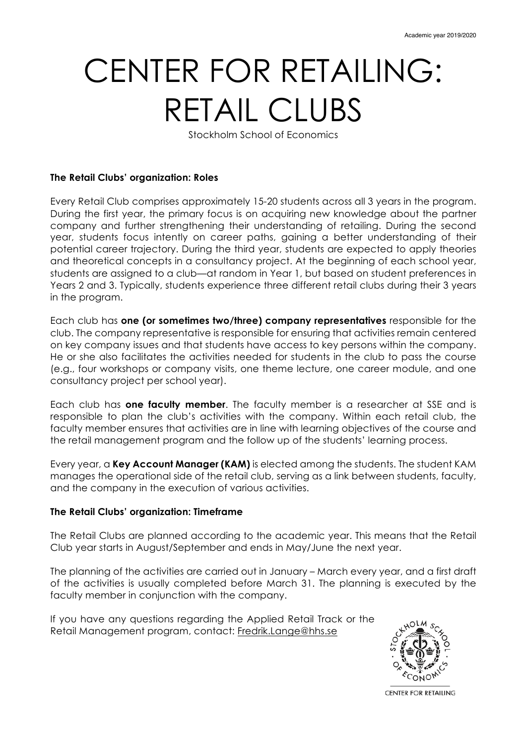Academic year 2019/2020

# CENTER FOR RETAILING: RETAIL CLUBS

Stockholm School of Economics

**The Retail Clubs' organization: Roles**

Every Retail Club comprises approximately 15-20 students across all 3 years in the program. During the first year, the primary focus is on acquiring new knowledge about the partner company and further strengthening their understanding of retailing. During the second year, students focus intently on career paths, gaining a better understanding of their potential career trajectory. During the third year, students are expected to apply theories and theoretical concepts in a consultancy project. At the beginning of each school year, students are assigned to a club—at random in Year 1, but based on student preferences in Years 2 and 3. Typically, students experience three different retail clubs during their 3 years in the program.

Each club has **one (or sometimes two/three) company representatives** responsible for the club. The company representative is responsible for ensuring that activities remain centered on key company issues and that students have access to key persons within the company. He or she also facilitates the activities needed for students in the club to pass the course (e.g., four workshops or company visits, one theme lecture, one career module, and one consultancy project per school year).

Each club has **one faculty member**. The faculty member is a researcher at SSE and is responsible to plan the club's activities with the company. Within each retail club, the faculty member ensures that activities are in line with learning objectives of the course and the retail management program and the follow up of the students' learning process.

Every year, a **Key Account Manager (KAM)** is elected among the students. The student KAM manages the operational side of the retail club, serving as a link between students, faculty, and the company in the execution of various activities.

**The Retail Clubs' organization: Timeframe**

The Retail Clubs are planned according to the academic year. This means that the Retail Club year starts in August/September and ends in May/June the next year.

The planning of the activities are carried out in January – March every year, and a first draft of the activities is usually completed before March 31. The planning is executed by the faculty member in conjunction with the company.

If you have any questions regarding the Applied Retail Track or the Retail Management program, contact: Fredrik.Lange@hhs.se

CENTER FOR RETAILING